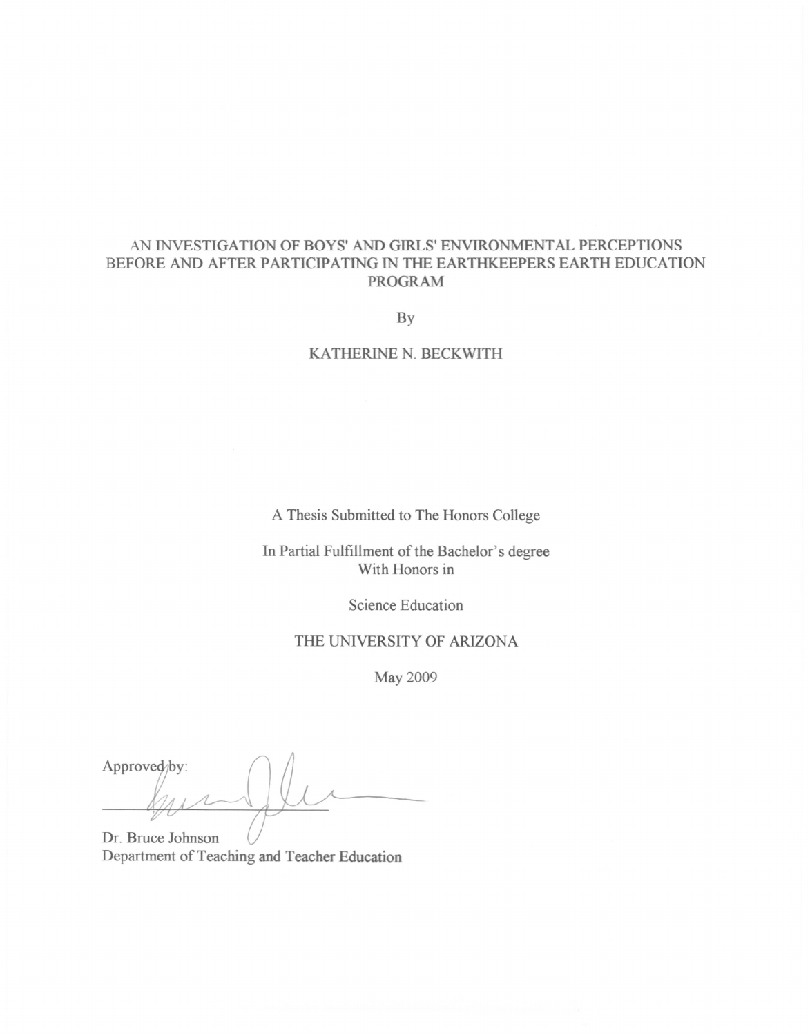# AN INVESTIGATION OF BOYS' AND GIRLS' ENVIRONMENTAL PERCEPTIONS BEFORE AND AFTER PARTICIPATING IN THE EARTHKEEPERS EARTH EDUCATION PROGRAM

By

KATHERINE N. BECKWITH

A Thesis Submitted to The Honors College

In Partial Fulfillment of the Bachelor's degree
With Honors in

Science Education

THE UNIVERSITY OF ARIZONA

May 2009

Approved by:

Dr. Bruce Johnson
Department of Teaching and Teacher Education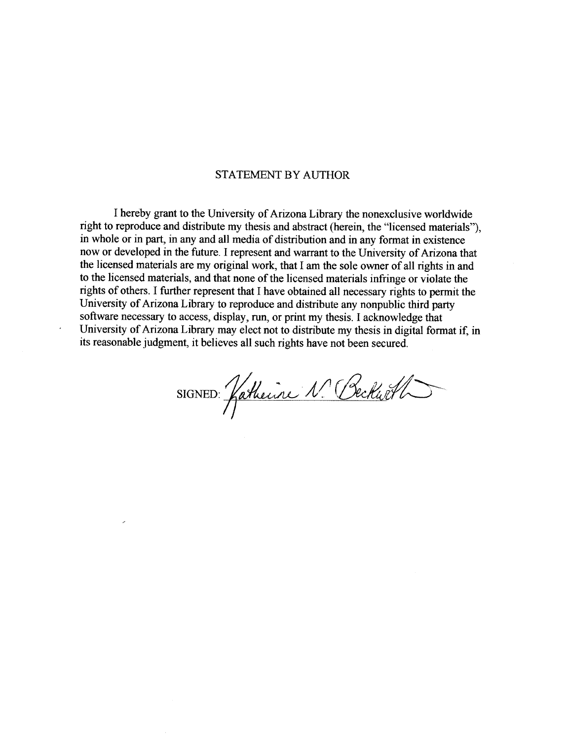# STATEMENT BY AUTHOR

I hereby grant to the University of Arizona Library the nonexclusive worldwide right to reproduce and distribute my thesis and abstract (herein, the "licensed materials"), in whole or in part, in any and all media of distribution and in any format in existence now or developed in the future. I represent and warrant to the University of Arizona that the licensed materials are my original work, that I am the sole owner of all rights in and to the licensed materials, and that none of the licensed materials infringe or violate the rights of others. I further represent that I have obtained all necessary rights to permit the University of Arizona Library to reproduce and distribute any nonpublic third party software necessary to access, display, run, or print my thesis. I acknowledge that University of Arizona Library may elect not to distribute my thesis in digital format if, in its reasonable judgment, it believes all such rights have not been secured.

SIGNED: Katherine N. Beckwith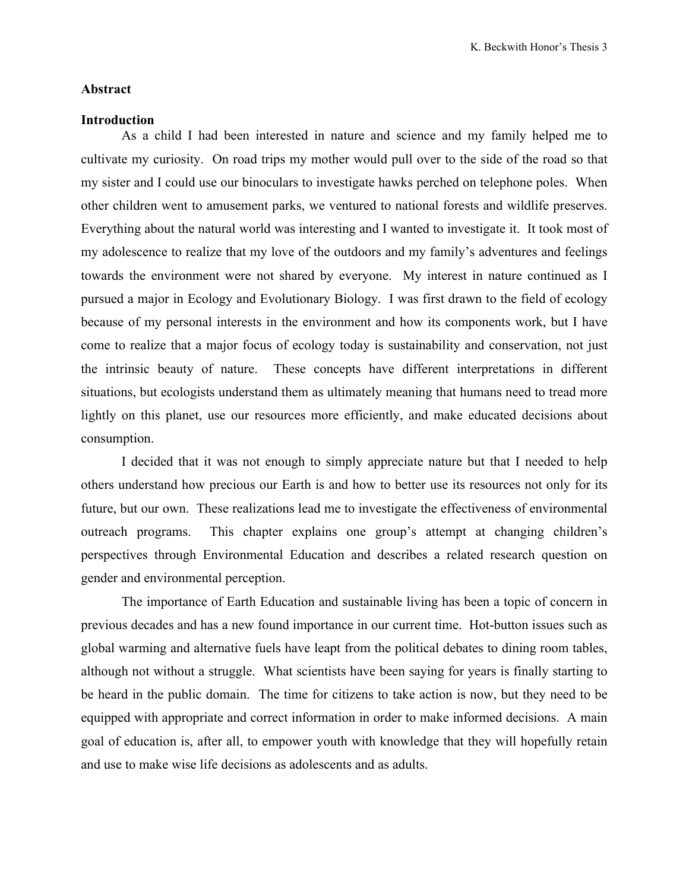## Abstract

## Introduction

As a child I had been interested in nature and science and my family helped me to cultivate my curiosity. On road trips my mother would pull over to the side of the road so that my sister and I could use our binoculars to investigate hawks perched on telephone poles. When other children went to amusement parks, we ventured to national forests and wildlife preserves. Everything about the natural world was interesting and I wanted to investigate it. It took most of my adolescence to realize that my love of the outdoors and my family's adventures and feelings towards the environment were not shared by everyone. My interest in nature continued as I pursued a major in Ecology and Evolutionary Biology. I was first drawn to the field of ecology because of my personal interests in the environment and how its components work, but I have come to realize that a major focus of ecology today is sustainability and conservation, not just the intrinsic beauty of nature. These concepts have different interpretations in different situations, but ecologists understand them as ultimately meaning that humans need to tread more lightly on this planet, use our resources more efficiently, and make educated decisions about consumption.

I decided that it was not enough to simply appreciate nature but that I needed to help others understand how precious our Earth is and how to better use its resources not only for its future, but our own. These realizations lead me to investigate the effectiveness of environmental outreach programs. This chapter explains one group's attempt at changing children's perspectives through Environmental Education and describes a related research question on gender and environmental perception.

The importance of Earth Education and sustainable living has been a topic of concern in previous decades and has a new found importance in our current time. Hot-button issues such as global warming and alternative fuels have leapt from the political debates to dining room tables, although not without a struggle. What scientists have been saying for years is finally starting to be heard in the public domain. The time for citizens to take action is now, but they need to be equipped with appropriate and correct information in order to make informed decisions. A main goal of education is, after all, to empower youth with knowledge that they will hopefully retain and use to make wise life decisions as adolescents and as adults.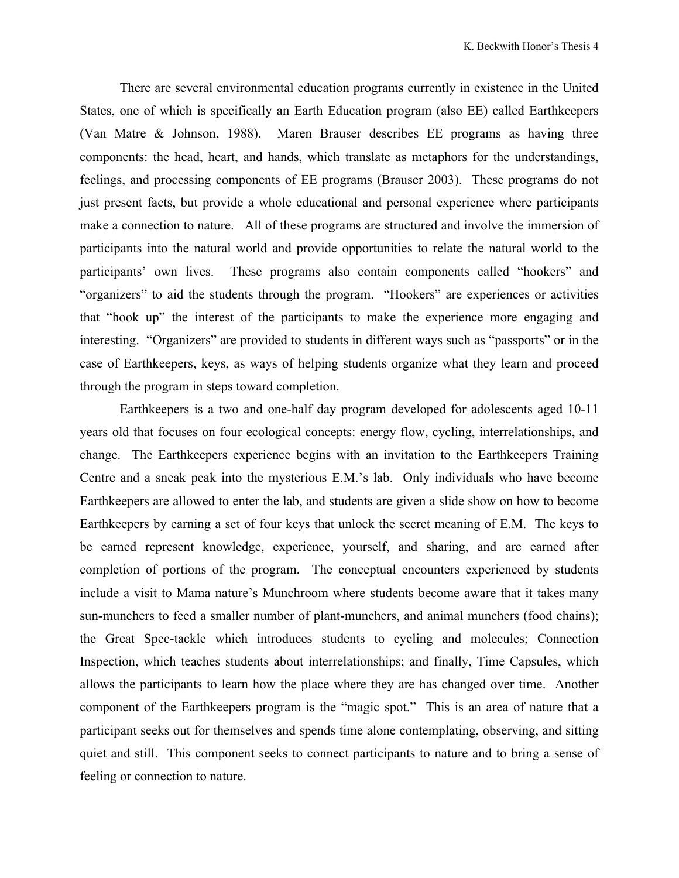There are several environmental education programs currently in existence in the United States, one of which is specifically an Earth Education program (also EE) called Earthkeepers (Van Matre & Johnson, 1988). Maren Brauser describes EE programs as having three components: the head, heart, and hands, which translate as metaphors for the understandings, feelings, and processing components of EE programs (Brauser 2003). These programs do not just present facts, but provide a whole educational and personal experience where participants make a connection to nature. All of these programs are structured and involve the immersion of participants into the natural world and provide opportunities to relate the natural world to the participants' own lives. These programs also contain components called "hookers" and "organizers" to aid the students through the program. "Hookers" are experiences or activities that "hook up" the interest of the participants to make the experience more engaging and interesting. "Organizers" are provided to students in different ways such as "passports" or in the case of Earthkeepers, keys, as ways of helping students organize what they learn and proceed through the program in steps toward completion.

Earthkeepers is a two and one-half day program developed for adolescents aged 10-11 years old that focuses on four ecological concepts: energy flow, cycling, interrelationships, and change. The Earthkeepers experience begins with an invitation to the Earthkeepers Training Centre and a sneak peak into the mysterious E.M.'s lab. Only individuals who have become Earthkeepers are allowed to enter the lab, and students are given a slide show on how to become Earthkeepers by earning a set of four keys that unlock the secret meaning of E.M. The keys to be earned represent knowledge, experience, yourself, and sharing, and are earned after completion of portions of the program. The conceptual encounters experienced by students include a visit to Mama nature's Munchroom where students become aware that it takes many sun-munchers to feed a smaller number of plant-munchers, and animal munchers (food chains); the Great Spec-tackle which introduces students to cycling and molecules; Connection Inspection, which teaches students about interrelationships; and finally, Time Capsules, which allows the participants to learn how the place where they are has changed over time. Another component of the Earthkeepers program is the "magic spot." This is an area of nature that a participant seeks out for themselves and spends time alone contemplating, observing, and sitting quiet and still. This component seeks to connect participants to nature and to bring a sense of feeling or connection to nature.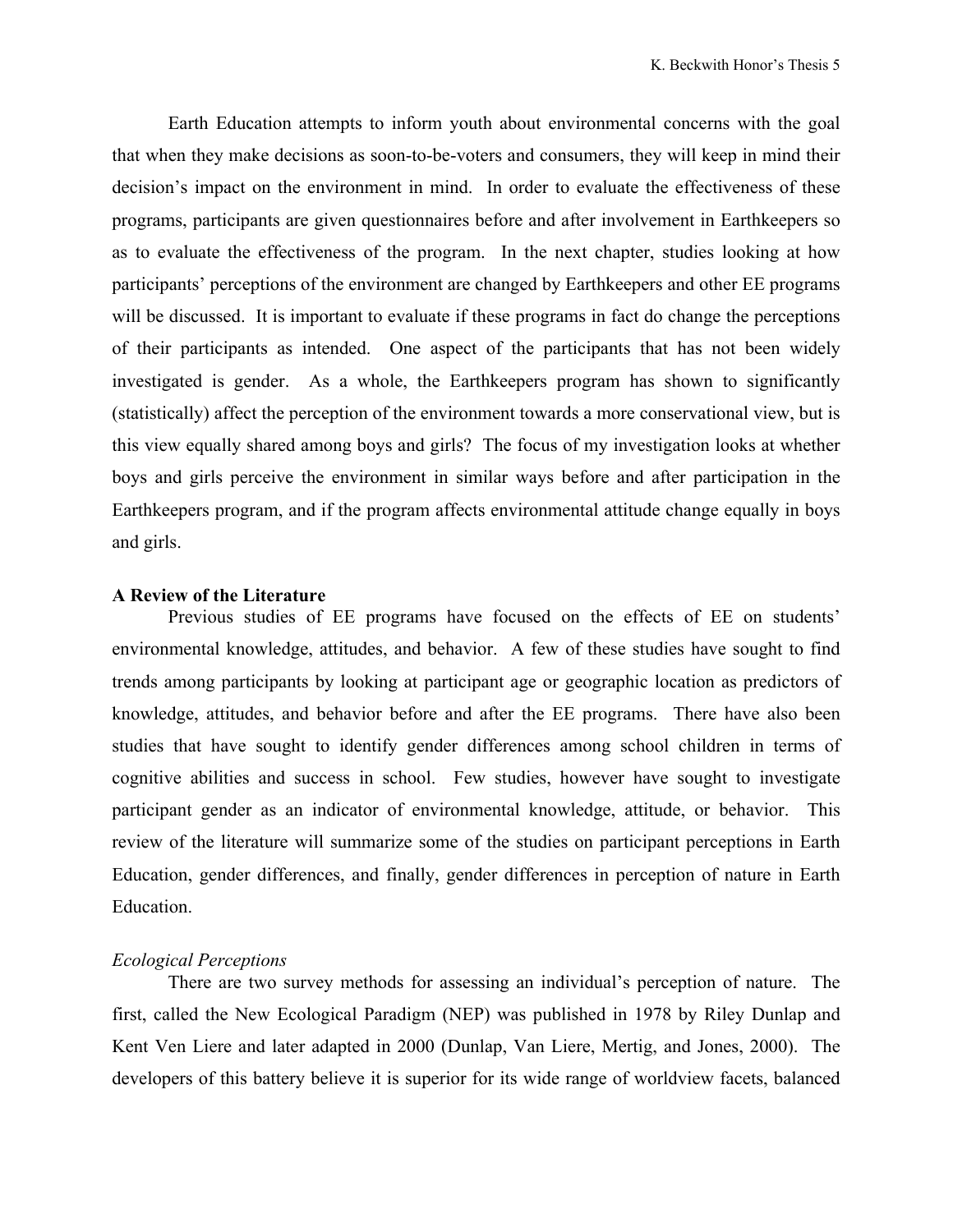Earth Education attempts to inform youth about environmental concerns with the goal that when they make decisions as soon-to-be-voters and consumers, they will keep in mind their decision's impact on the environment in mind. In order to evaluate the effectiveness of these programs, participants are given questionnaires before and after involvement in Earthkeepers so as to evaluate the effectiveness of the program. In the next chapter, studies looking at how participants' perceptions of the environment are changed by Earthkeepers and other EE programs will be discussed. It is important to evaluate if these programs in fact do change the perceptions of their participants as intended. One aspect of the participants that has not been widely investigated is gender. As a whole, the Earthkeepers program has shown to significantly (statistically) affect the perception of the environment towards a more conservational view, but is this view equally shared among boys and girls? The focus of my investigation looks at whether boys and girls perceive the environment in similar ways before and after participation in the Earthkeepers program, and if the program affects environmental attitude change equally in boys and girls.

**A Review of the Literature**

Previous studies of EE programs have focused on the effects of EE on students' environmental knowledge, attitudes, and behavior. A few of these studies have sought to find trends among participants by looking at participant age or geographic location as predictors of knowledge, attitudes, and behavior before and after the EE programs. There have also been studies that have sought to identify gender differences among school children in terms of cognitive abilities and success in school. Few studies, however have sought to investigate participant gender as an indicator of environmental knowledge, attitude, or behavior. This review of the literature will summarize some of the studies on participant perceptions in Earth Education, gender differences, and finally, gender differences in perception of nature in Earth Education.

*Ecological Perceptions*

There are two survey methods for assessing an individual's perception of nature. The first, called the New Ecological Paradigm (NEP) was published in 1978 by Riley Dunlap and Kent Ven Liere and later adapted in 2000 (Dunlap, Van Liere, Mertig, and Jones, 2000). The developers of this battery believe it is superior for its wide range of worldview facets, balanced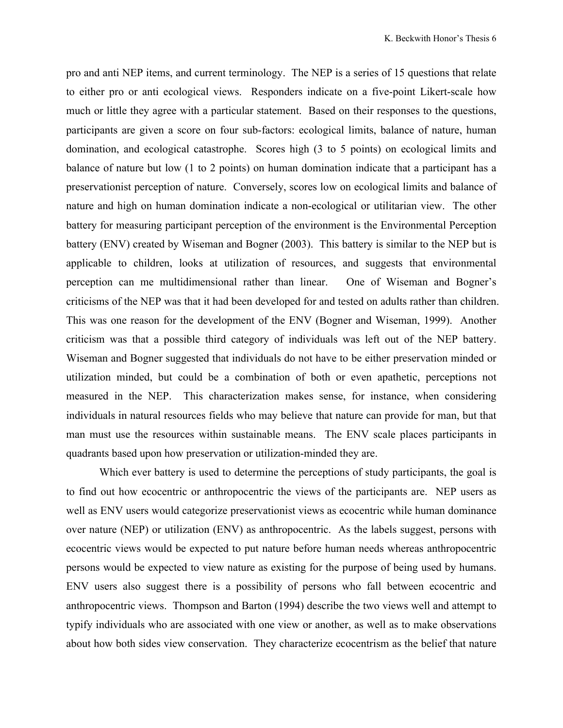pro and anti NEP items, and current terminology. The NEP is a series of 15 questions that relate to either pro or anti ecological views. Responders indicate on a five-point Likert-scale how much or little they agree with a particular statement. Based on their responses to the questions, participants are given a score on four sub-factors: ecological limits, balance of nature, human domination, and ecological catastrophe. Scores high (3 to 5 points) on ecological limits and balance of nature but low (1 to 2 points) on human domination indicate that a participant has a preservationist perception of nature. Conversely, scores low on ecological limits and balance of nature and high on human domination indicate a non-ecological or utilitarian view. The other battery for measuring participant perception of the environment is the Environmental Perception battery (ENV) created by Wiseman and Bogner (2003). This battery is similar to the NEP but is applicable to children, looks at utilization of resources, and suggests that environmental perception can me multidimensional rather than linear. One of Wiseman and Bogner's criticisms of the NEP was that it had been developed for and tested on adults rather than children. This was one reason for the development of the ENV (Bogner and Wiseman, 1999). Another criticism was that a possible third category of individuals was left out of the NEP battery. Wiseman and Bogner suggested that individuals do not have to be either preservation minded or utilization minded, but could be a combination of both or even apathetic, perceptions not measured in the NEP. This characterization makes sense, for instance, when considering individuals in natural resources fields who may believe that nature can provide for man, but that man must use the resources within sustainable means. The ENV scale places participants in quadrants based upon how preservation or utilization-minded they are.

Which ever battery is used to determine the perceptions of study participants, the goal is to find out how ecocentric or anthropocentric the views of the participants are. NEP users as well as ENV users would categorize preservationist views as ecocentric while human dominance over nature (NEP) or utilization (ENV) as anthropocentric. As the labels suggest, persons with ecocentric views would be expected to put nature before human needs whereas anthropocentric persons would be expected to view nature as existing for the purpose of being used by humans. ENV users also suggest there is a possibility of persons who fall between ecocentric and anthropocentric views. Thompson and Barton (1994) describe the two views well and attempt to typify individuals who are associated with one view or another, as well as to make observations about how both sides view conservation. They characterize ecocentrism as the belief that nature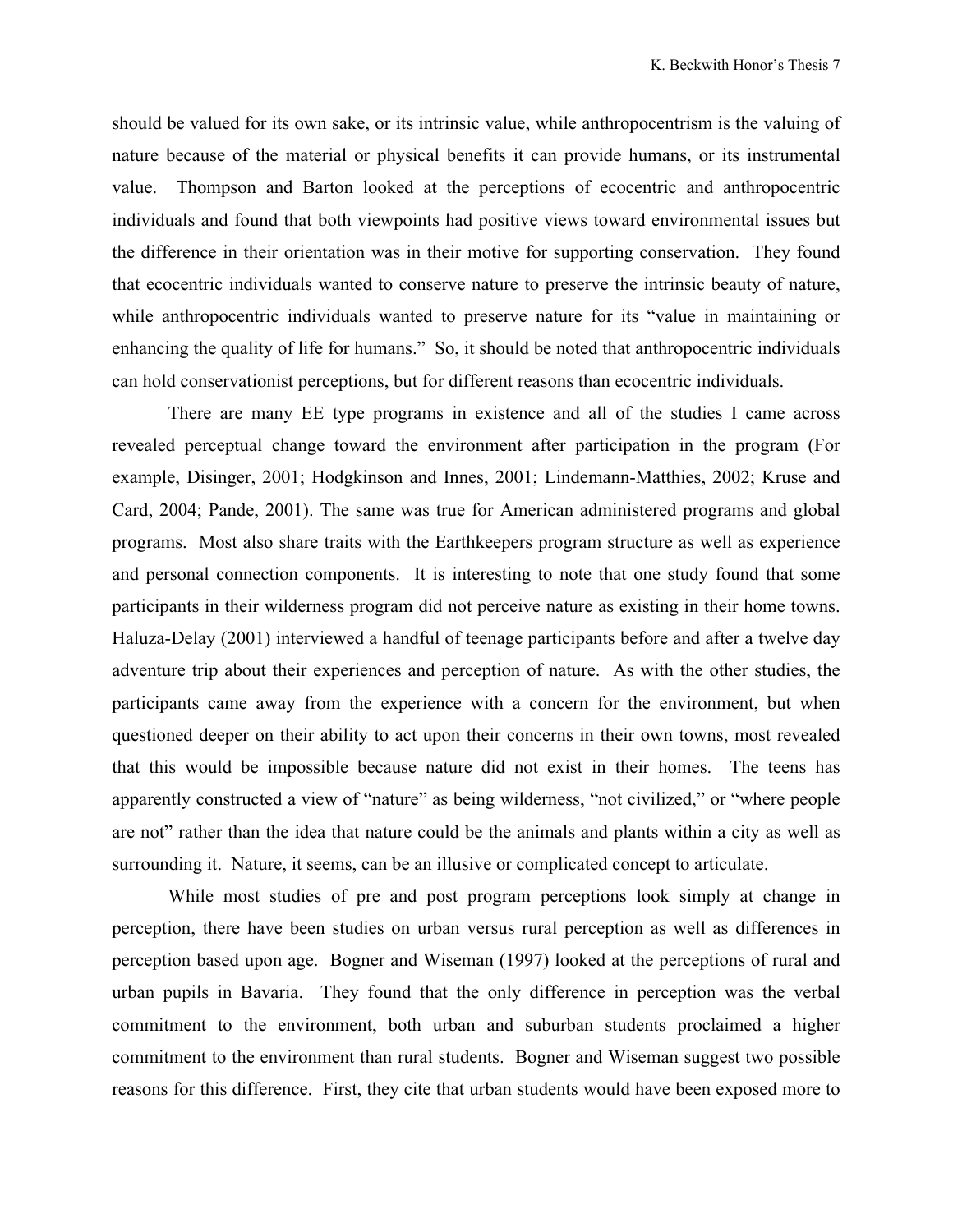should be valued for its own sake, or its intrinsic value, while anthropocentrism is the valuing of nature because of the material or physical benefits it can provide humans, or its instrumental value. Thompson and Barton looked at the perceptions of ecocentric and anthropocentric individuals and found that both viewpoints had positive views toward environmental issues but the difference in their orientation was in their motive for supporting conservation. They found that ecocentric individuals wanted to conserve nature to preserve the intrinsic beauty of nature, while anthropocentric individuals wanted to preserve nature for its "value in maintaining or enhancing the quality of life for humans." So, it should be noted that anthropocentric individuals can hold conservationist perceptions, but for different reasons than ecocentric individuals.

There are many EE type programs in existence and all of the studies I came across revealed perceptual change toward the environment after participation in the program (For example, Disinger, 2001; Hodgkinson and Innes, 2001; Lindemann-Matthies, 2002; Kruse and Card, 2004; Pande, 2001). The same was true for American administered programs and global programs. Most also share traits with the Earthkeepers program structure as well as experience and personal connection components. It is interesting to note that one study found that some participants in their wilderness program did not perceive nature as existing in their home towns. Haluza-Delay (2001) interviewed a handful of teenage participants before and after a twelve day adventure trip about their experiences and perception of nature. As with the other studies, the participants came away from the experience with a concern for the environment, but when questioned deeper on their ability to act upon their concerns in their own towns, most revealed that this would be impossible because nature did not exist in their homes. The teens has apparently constructed a view of "nature" as being wilderness, "not civilized," or "where people are not" rather than the idea that nature could be the animals and plants within a city as well as surrounding it. Nature, it seems, can be an illusive or complicated concept to articulate.

While most studies of pre and post program perceptions look simply at change in perception, there have been studies on urban versus rural perception as well as differences in perception based upon age. Bogner and Wiseman (1997) looked at the perceptions of rural and urban pupils in Bavaria. They found that the only difference in perception was the verbal commitment to the environment, both urban and suburban students proclaimed a higher commitment to the environment than rural students. Bogner and Wiseman suggest two possible reasons for this difference. First, they cite that urban students would have been exposed more to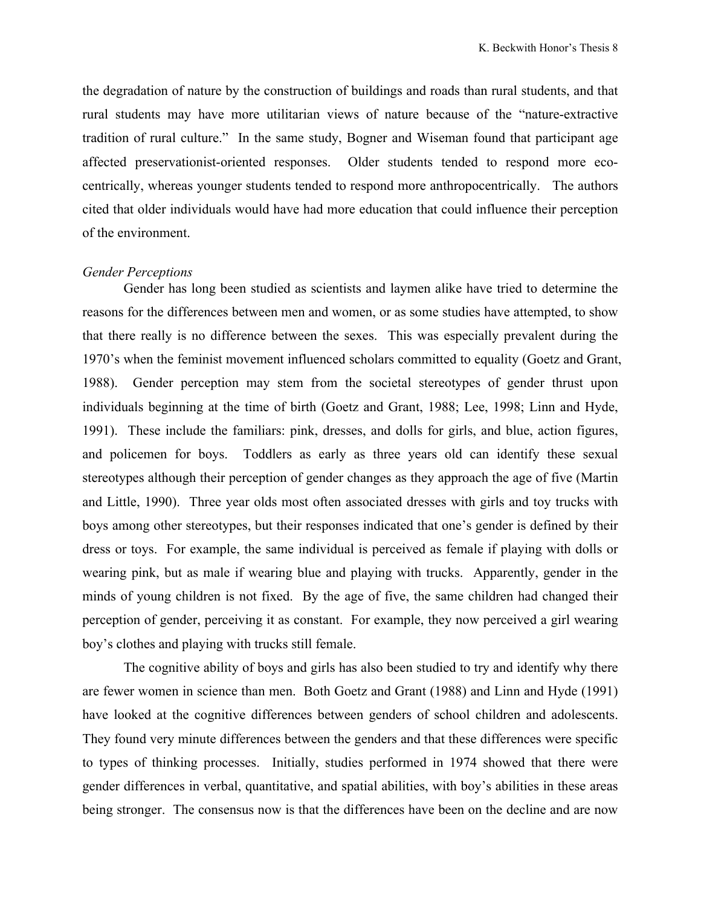the degradation of nature by the construction of buildings and roads than rural students, and that rural students may have more utilitarian views of nature because of the "nature-extractive tradition of rural culture." In the same study, Bogner and Wiseman found that participant age affected preservationist-oriented responses. Older students tended to respond more eco-centrically, whereas younger students tended to respond more anthropocentrically. The authors cited that older individuals would have had more education that could influence their perception of the environment.

*Gender Perceptions*

Gender has long been studied as scientists and laymen alike have tried to determine the reasons for the differences between men and women, or as some studies have attempted, to show that there really is no difference between the sexes. This was especially prevalent during the 1970's when the feminist movement influenced scholars committed to equality (Goetz and Grant, 1988). Gender perception may stem from the societal stereotypes of gender thrust upon individuals beginning at the time of birth (Goetz and Grant, 1988; Lee, 1998; Linn and Hyde, 1991). These include the familiars: pink, dresses, and dolls for girls, and blue, action figures, and policemen for boys. Toddlers as early as three years old can identify these sexual stereotypes although their perception of gender changes as they approach the age of five (Martin and Little, 1990). Three year olds most often associated dresses with girls and toy trucks with boys among other stereotypes, but their responses indicated that one's gender is defined by their dress or toys. For example, the same individual is perceived as female if playing with dolls or wearing pink, but as male if wearing blue and playing with trucks. Apparently, gender in the minds of young children is not fixed. By the age of five, the same children had changed their perception of gender, perceiving it as constant. For example, they now perceived a girl wearing boy's clothes and playing with trucks still female.

The cognitive ability of boys and girls has also been studied to try and identify why there are fewer women in science than men. Both Goetz and Grant (1988) and Linn and Hyde (1991) have looked at the cognitive differences between genders of school children and adolescents. They found very minute differences between the genders and that these differences were specific to types of thinking processes. Initially, studies performed in 1974 showed that there were gender differences in verbal, quantitative, and spatial abilities, with boy's abilities in these areas being stronger. The consensus now is that the differences have been on the decline and are now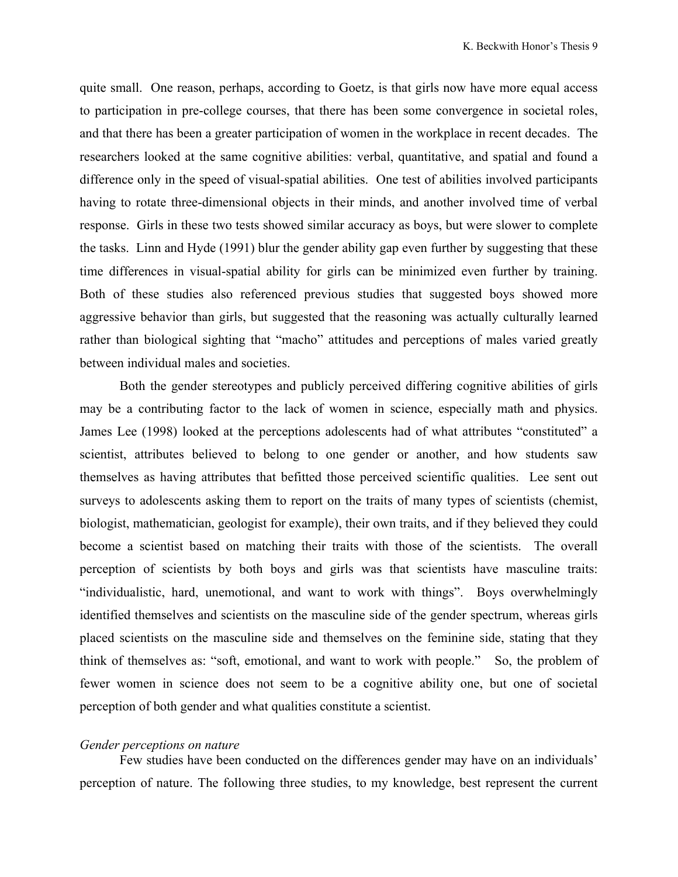quite small. One reason, perhaps, according to Goetz, is that girls now have more equal access to participation in pre-college courses, that there has been some convergence in societal roles, and that there has been a greater participation of women in the workplace in recent decades. The researchers looked at the same cognitive abilities: verbal, quantitative, and spatial and found a difference only in the speed of visual-spatial abilities. One test of abilities involved participants having to rotate three-dimensional objects in their minds, and another involved time of verbal response. Girls in these two tests showed similar accuracy as boys, but were slower to complete the tasks. Linn and Hyde (1991) blur the gender ability gap even further by suggesting that these time differences in visual-spatial ability for girls can be minimized even further by training. Both of these studies also referenced previous studies that suggested boys showed more aggressive behavior than girls, but suggested that the reasoning was actually culturally learned rather than biological sighting that "macho" attitudes and perceptions of males varied greatly between individual males and societies.

Both the gender stereotypes and publicly perceived differing cognitive abilities of girls may be a contributing factor to the lack of women in science, especially math and physics. James Lee (1998) looked at the perceptions adolescents had of what attributes "constituted" a scientist, attributes believed to belong to one gender or another, and how students saw themselves as having attributes that befitted those perceived scientific qualities. Lee sent out surveys to adolescents asking them to report on the traits of many types of scientists (chemist, biologist, mathematician, geologist for example), their own traits, and if they believed they could become a scientist based on matching their traits with those of the scientists. The overall perception of scientists by both boys and girls was that scientists have masculine traits: "individualistic, hard, unemotional, and want to work with things". Boys overwhelmingly identified themselves and scientists on the masculine side of the gender spectrum, whereas girls placed scientists on the masculine side and themselves on the feminine side, stating that they think of themselves as: "soft, emotional, and want to work with people." So, the problem of fewer women in science does not seem to be a cognitive ability one, but one of societal perception of both gender and what qualities constitute a scientist.

*Gender perceptions on nature*

Few studies have been conducted on the differences gender may have on an individuals' perception of nature. The following three studies, to my knowledge, best represent the current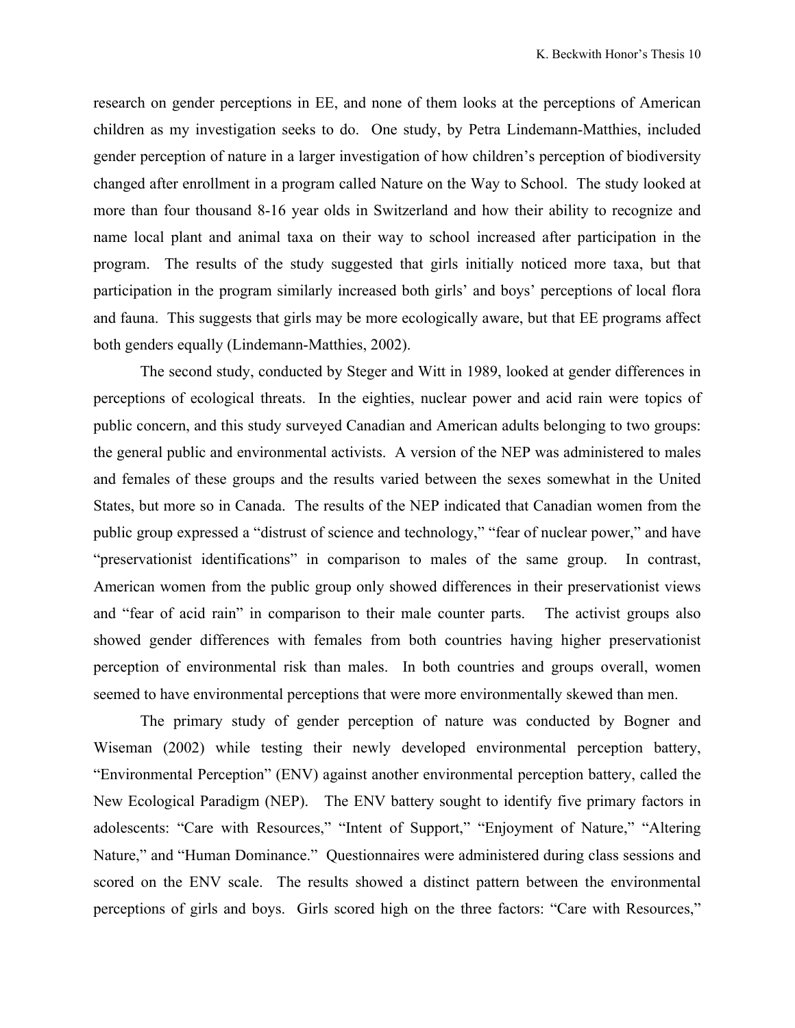research on gender perceptions in EE, and none of them looks at the perceptions of American children as my investigation seeks to do. One study, by Petra Lindemann-Matthies, included gender perception of nature in a larger investigation of how children's perception of biodiversity changed after enrollment in a program called Nature on the Way to School. The study looked at more than four thousand 8-16 year olds in Switzerland and how their ability to recognize and name local plant and animal taxa on their way to school increased after participation in the program. The results of the study suggested that girls initially noticed more taxa, but that participation in the program similarly increased both girls' and boys' perceptions of local flora and fauna. This suggests that girls may be more ecologically aware, but that EE programs affect both genders equally (Lindemann-Matthies, 2002).

The second study, conducted by Steger and Witt in 1989, looked at gender differences in perceptions of ecological threats. In the eighties, nuclear power and acid rain were topics of public concern, and this study surveyed Canadian and American adults belonging to two groups: the general public and environmental activists. A version of the NEP was administered to males and females of these groups and the results varied between the sexes somewhat in the United States, but more so in Canada. The results of the NEP indicated that Canadian women from the public group expressed a "distrust of science and technology," "fear of nuclear power," and have "preservationist identifications" in comparison to males of the same group. In contrast, American women from the public group only showed differences in their preservationist views and "fear of acid rain" in comparison to their male counter parts. The activist groups also showed gender differences with females from both countries having higher preservationist perception of environmental risk than males. In both countries and groups overall, women seemed to have environmental perceptions that were more environmentally skewed than men.

The primary study of gender perception of nature was conducted by Bogner and Wiseman (2002) while testing their newly developed environmental perception battery, "Environmental Perception" (ENV) against another environmental perception battery, called the New Ecological Paradigm (NEP). The ENV battery sought to identify five primary factors in adolescents: "Care with Resources," "Intent of Support," "Enjoyment of Nature," "Altering Nature," and "Human Dominance." Questionnaires were administered during class sessions and scored on the ENV scale. The results showed a distinct pattern between the environmental perceptions of girls and boys. Girls scored high on the three factors: "Care with Resources,"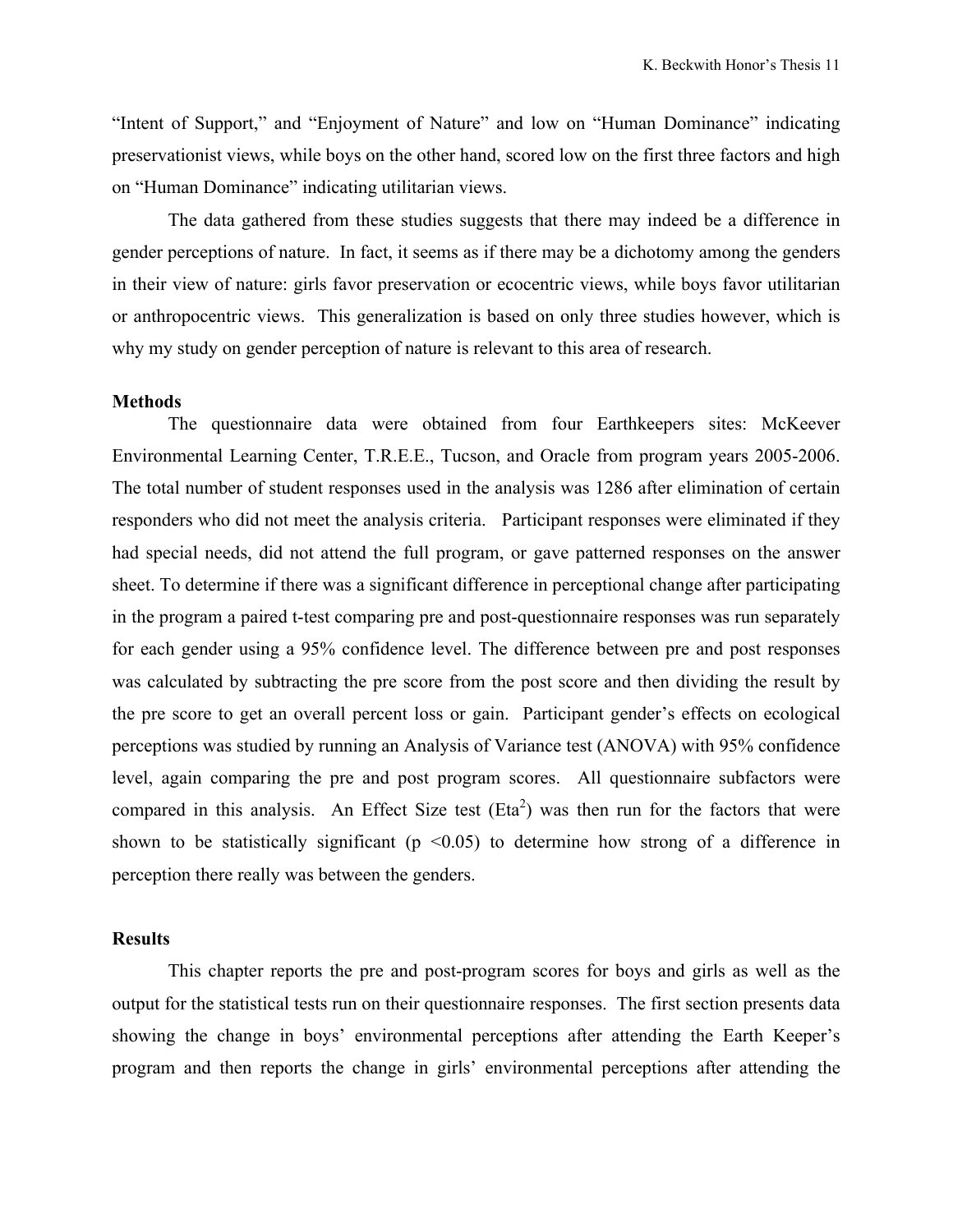"Intent of Support," and "Enjoyment of Nature" and low on "Human Dominance" indicating preservationist views, while boys on the other hand, scored low on the first three factors and high on "Human Dominance" indicating utilitarian views.

The data gathered from these studies suggests that there may indeed be a difference in gender perceptions of nature. In fact, it seems as if there may be a dichotomy among the genders in their view of nature: girls favor preservation or ecocentric views, while boys favor utilitarian or anthropocentric views. This generalization is based on only three studies however, which is why my study on gender perception of nature is relevant to this area of research.

**Methods**

The questionnaire data were obtained from four Earthkeepers sites: McKeever Environmental Learning Center, T.R.E.E., Tucson, and Oracle from program years 2005-2006. The total number of student responses used in the analysis was 1286 after elimination of certain responders who did not meet the analysis criteria. Participant responses were eliminated if they had special needs, did not attend the full program, or gave patterned responses on the answer sheet. To determine if there was a significant difference in perceptional change after participating in the program a paired t-test comparing pre and post-questionnaire responses was run separately for each gender using a 95% confidence level. The difference between pre and post responses was calculated by subtracting the pre score from the post score and then dividing the result by the pre score to get an overall percent loss or gain. Participant gender's effects on ecological perceptions was studied by running an Analysis of Variance test (ANOVA) with 95% confidence level, again comparing the pre and post program scores. All questionnaire subfactors were compared in this analysis. An Effect Size test ($Eta^2$) was then run for the factors that were shown to be statistically significant ($p < 0.05$) to determine how strong of a difference in perception there really was between the genders.

**Results**

This chapter reports the pre and post-program scores for boys and girls as well as the output for the statistical tests run on their questionnaire responses. The first section presents data showing the change in boys' environmental perceptions after attending the Earth Keeper's program and then reports the change in girls' environmental perceptions after attending the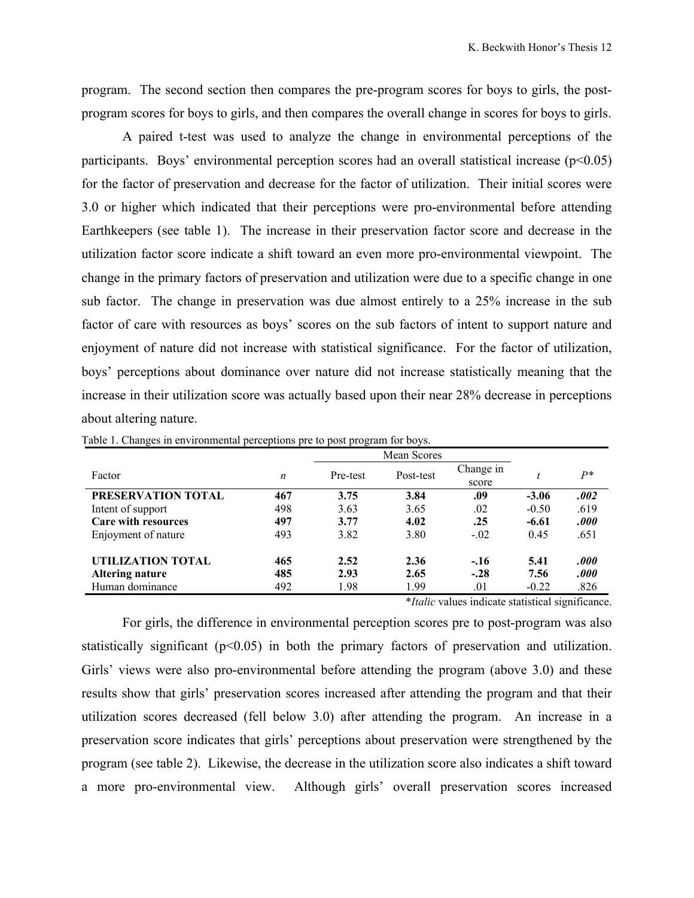program. The second section then compares the pre-program scores for boys to girls, the post-program scores for boys to girls, and then compares the overall change in scores for boys to girls.

A paired t-test was used to analyze the change in environmental perceptions of the participants. Boys' environmental perception scores had an overall statistical increase ($p<0.05$) for the factor of preservation and decrease for the factor of utilization. Their initial scores were 3.0 or higher which indicated that their perceptions were pro-environmental before attending Earthkeepers (see table 1). The increase in their preservation factor score and decrease in the utilization factor score indicate a shift toward an even more pro-environmental viewpoint. The change in the primary factors of preservation and utilization were due to a specific change in one sub factor. The change in preservation was due almost entirely to a 25% increase in the sub factor of care with resources as boys' scores on the sub factors of intent to support nature and enjoyment of nature did not increase with statistical significance. For the factor of utilization, boys' perceptions about dominance over nature did not increase statistically meaning that the increase in their utilization score was actually based upon their near 28% decrease in perceptions about altering nature.

Table 1. Changes in environmental perceptions pre to post program for boys.

| Factor | *n* | Mean Scores | | | | |
|---|---|---|---|---|---|---|
| | | Pre-test | Post-test | Change in score | *t* | *P*\* |
| **PRESERVATION TOTAL** | **467** | **3.75** | **3.84** | **.09** | **-3.06** | ***.002*** |
| Intent of support | 498 | 3.63 | 3.65 | .02 | -0.50 | .619 |
| **Care with resources** | **497** | **3.77** | **4.02** | **.25** | **-6.61** | ***.000*** |
| Enjoyment of nature | 493 | 3.82 | 3.80 | -.02 | 0.45 | .651 |
| **UTILIZATION TOTAL** | **465** | **2.52** | **2.36** | **-.16** | **5.41** | ***.000*** |
| **Altering nature** | **485** | **2.93** | **2.65** | **-.28** | **7.56** | ***.000*** |
| Human dominance | 492 | 1.98 | 1.99 | .01 | -0.22 | .826 |

\**Italic* values indicate statistical significance.

For girls, the difference in environmental perception scores pre to post-program was also statistically significant ($p<0.05$) in both the primary factors of preservation and utilization. Girls' views were also pro-environmental before attending the program (above 3.0) and these results show that girls' preservation scores increased after attending the program and that their utilization scores decreased (fell below 3.0) after attending the program. An increase in a preservation score indicates that girls' perceptions about preservation were strengthened by the program (see table 2). Likewise, the decrease in the utilization score also indicates a shift toward a more pro-environmental view. Although girls' overall preservation scores increased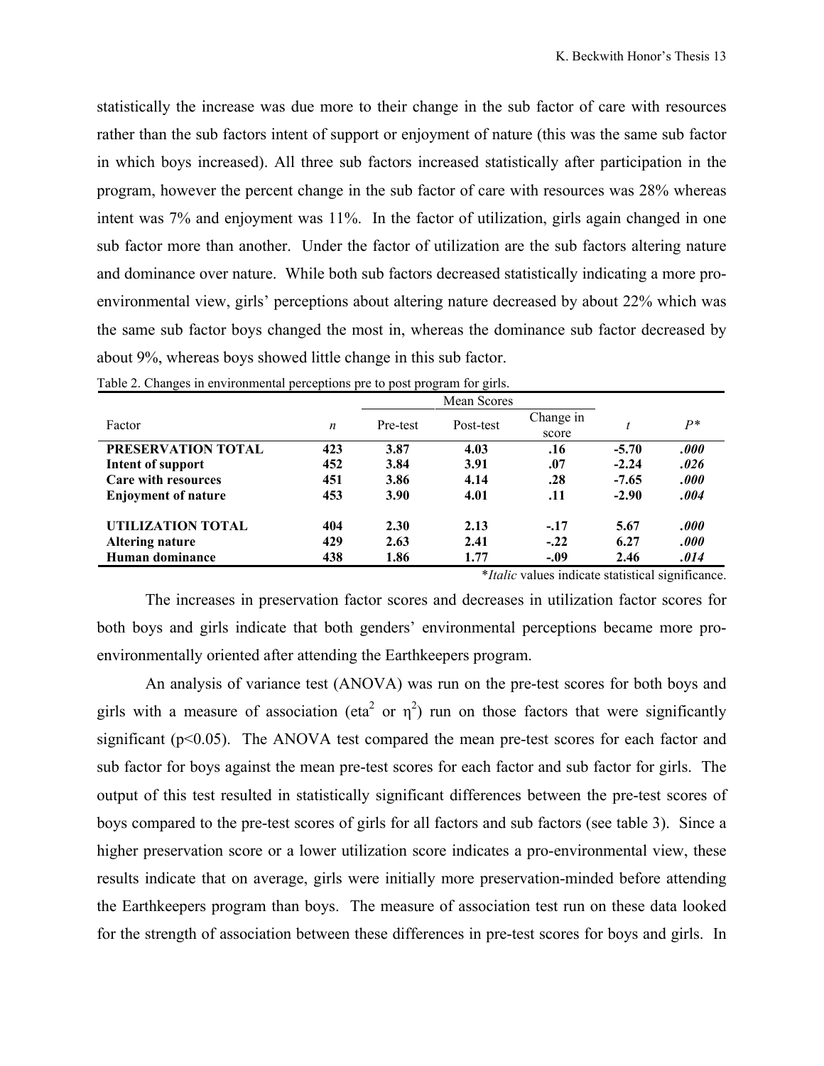statistically the increase was due more to their change in the sub factor of care with resources rather than the sub factors intent of support or enjoyment of nature (this was the same sub factor in which boys increased). All three sub factors increased statistically after participation in the program, however the percent change in the sub factor of care with resources was 28% whereas intent was 7% and enjoyment was 11%. In the factor of utilization, girls again changed in one sub factor more than another. Under the factor of utilization are the sub factors altering nature and dominance over nature. While both sub factors decreased statistically indicating a more pro-environmental view, girls' perceptions about altering nature decreased by about 22% which was the same sub factor boys changed the most in, whereas the dominance sub factor decreased by about 9%, whereas boys showed little change in this sub factor.

Table 2. Changes in environmental perceptions pre to post program for girls.

| | | Mean Scores | | | | |
|---|---|---|---|---|---|---|
| Factor | *n* | Pre-test | Post-test | Change in score | *t* | *P** |
| **PRESERVATION TOTAL** | **423** | **3.87** | **4.03** | **.16** | **-5.70** | ***.000*** |
| **Intent of support** | **452** | **3.84** | **3.91** | **.07** | **-2.24** | ***.026*** |
| **Care with resources** | **451** | **3.86** | **4.14** | **.28** | **-7.65** | ***.000*** |
| **Enjoyment of nature** | **453** | **3.90** | **4.01** | **.11** | **-2.90** | ***.004*** |
| **UTILIZATION TOTAL** | **404** | **2.30** | **2.13** | **-.17** | **5.67** | ***.000*** |
| **Altering nature** | **429** | **2.63** | **2.41** | **-.22** | **6.27** | ***.000*** |
| **Human dominance** | **438** | **1.86** | **1.77** | **-.09** | **2.46** | ***.014*** |

\**Italic* values indicate statistical significance.

The increases in preservation factor scores and decreases in utilization factor scores for both boys and girls indicate that both genders' environmental perceptions became more pro-environmentally oriented after attending the Earthkeepers program.

An analysis of variance test (ANOVA) was run on the pre-test scores for both boys and girls with a measure of association (eta$^2$ or $\eta^2$) run on those factors that were significantly significant ($p<0.05$). The ANOVA test compared the mean pre-test scores for each factor and sub factor for boys against the mean pre-test scores for each factor and sub factor for girls. The output of this test resulted in statistically significant differences between the pre-test scores of boys compared to the pre-test scores of girls for all factors and sub factors (see table 3). Since a higher preservation score or a lower utilization score indicates a pro-environmental view, these results indicate that on average, girls were initially more preservation-minded before attending the Earthkeepers program than boys. The measure of association test run on these data looked for the strength of association between these differences in pre-test scores for boys and girls. In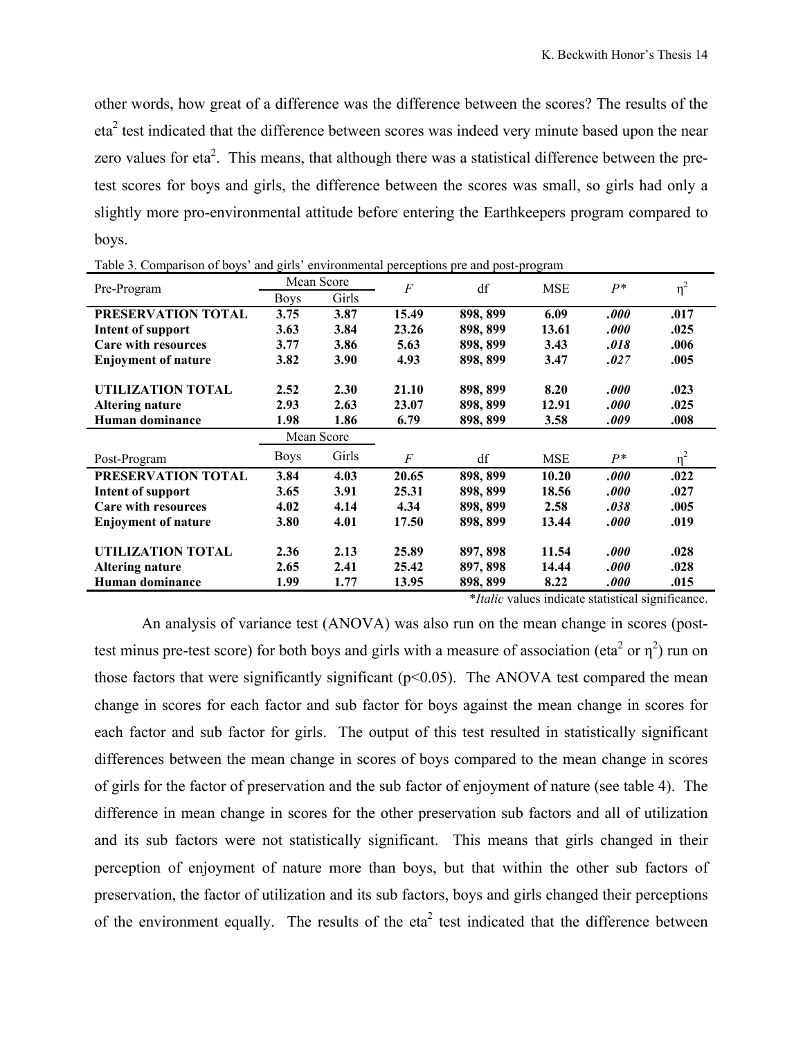other words, how great of a difference was the difference between the scores? The results of the eta$^2$ test indicated that the difference between scores was indeed very minute based upon the near zero values for eta$^2$. This means, that although there was a statistical difference between the pre-test scores for boys and girls, the difference between the scores was small, so girls had only a slightly more pro-environmental attitude before entering the Earthkeepers program compared to boys.

Table 3. Comparison of boys' and girls' environmental perceptions pre and post-program

| Pre-Program | Mean Score | | $F$ | df | MSE | $P$* | $\eta^2$ |
|---|---|---|---|---|---|---|---|
| | Boys | Girls | | | | | |
| **PRESERVATION TOTAL** | **3.75** | **3.87** | **15.49** | **898, 899** | **6.09** | ***.000*** | **.017** |
| **Intent of support** | **3.63** | **3.84** | **23.26** | **898, 899** | **13.61** | ***.000*** | **.025** |
| **Care with resources** | **3.77** | **3.86** | **5.63** | **898, 899** | **3.43** | ***.018*** | **.006** |
| **Enjoyment of nature** | **3.82** | **3.90** | **4.93** | **898, 899** | **3.47** | ***.027*** | **.005** |
| **UTILIZATION TOTAL** | **2.52** | **2.30** | **21.10** | **898, 899** | **8.20** | ***.000*** | **.023** |
| **Altering nature** | **2.93** | **2.63** | **23.07** | **898, 899** | **12.91** | ***.000*** | **.025** |
| **Human dominance** | **1.98** | **1.86** | **6.79** | **898, 899** | **3.58** | ***.009*** | **.008** |
| | Mean Score | | | | | | |
| Post-Program | Boys | Girls | $F$ | df | MSE | $P$* | $\eta^2$ |
| **PRESERVATION TOTAL** | **3.84** | **4.03** | **20.65** | **898, 899** | **10.20** | ***.000*** | **.022** |
| **Intent of support** | **3.65** | **3.91** | **25.31** | **898, 899** | **18.56** | ***.000*** | **.027** |
| **Care with resources** | **4.02** | **4.14** | **4.34** | **898, 899** | **2.58** | ***.038*** | **.005** |
| **Enjoyment of nature** | **3.80** | **4.01** | **17.50** | **898, 899** | **13.44** | ***.000*** | **.019** |
| **UTILIZATION TOTAL** | **2.36** | **2.13** | **25.89** | **897, 898** | **11.54** | ***.000*** | **.028** |
| **Altering nature** | **2.65** | **2.41** | **25.42** | **897, 898** | **14.44** | ***.000*** | **.028** |
| **Human dominance** | **1.99** | **1.77** | **13.95** | **898, 899** | **8.22** | ***.000*** | **.015** |

**Italic* values indicate statistical significance.

An analysis of variance test (ANOVA) was also run on the mean change in scores (post-test minus pre-test score) for both boys and girls with a measure of association (eta$^2$ or $\eta^2$) run on those factors that were significantly significant ($p<0.05$). The ANOVA test compared the mean change in scores for each factor and sub factor for boys against the mean change in scores for each factor and sub factor for girls. The output of this test resulted in statistically significant differences between the mean change in scores of boys compared to the mean change in scores of girls for the factor of preservation and the sub factor of enjoyment of nature (see table 4). The difference in mean change in scores for the other preservation sub factors and all of utilization and its sub factors were not statistically significant. This means that girls changed in their perception of enjoyment of nature more than boys, but that within the other sub factors of preservation, the factor of utilization and its sub factors, boys and girls changed their perceptions of the environment equally. The results of the eta$^2$ test indicated that the difference between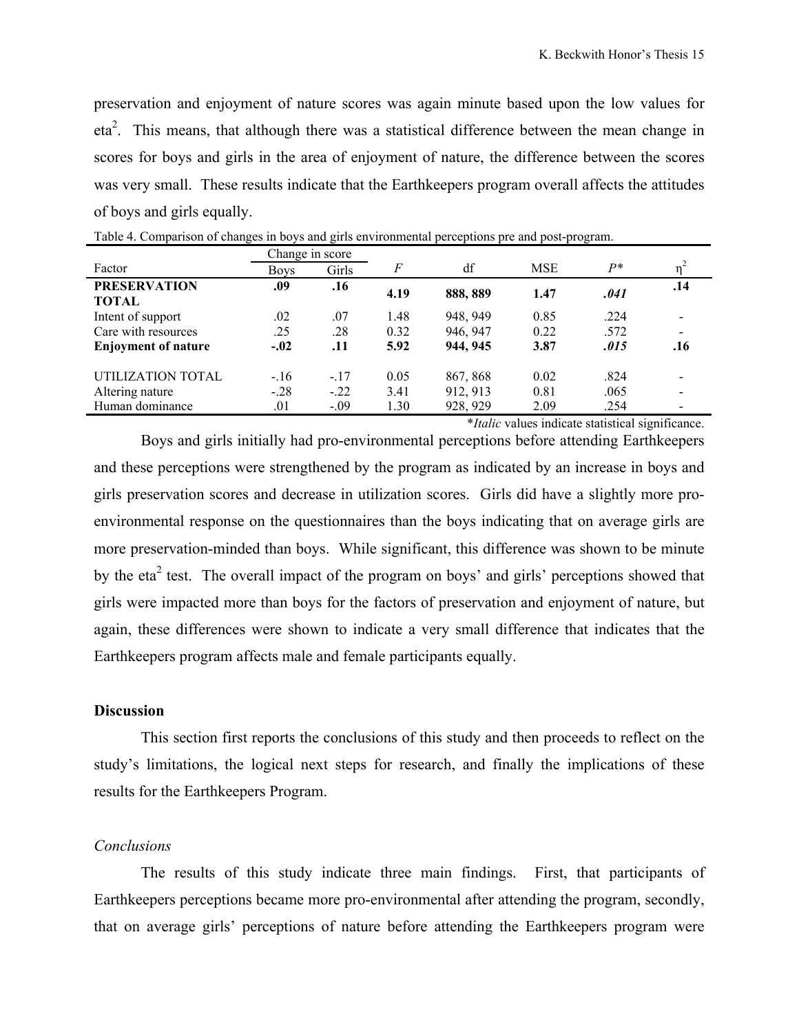preservation and enjoyment of nature scores was again minute based upon the low values for eta$^2$. This means, that although there was a statistical difference between the mean change in scores for boys and girls in the area of enjoyment of nature, the difference between the scores was very small. These results indicate that the Earthkeepers program overall affects the attitudes of boys and girls equally.

Table 4. Comparison of changes in boys and girls environmental perceptions pre and post-program.

| Factor | Change in score | | $F$ | df | MSE | $P$* | $\eta^2$ |
|---|---|---|---|---|---|---|---|
| | Boys | Girls | | | | | |
| **PRESERVATION TOTAL** | **.09** | **.16** | **4.19** | **888, 889** | **1.47** | ***.041*** | **.14** |
| Intent of support | .02 | .07 | 1.48 | 948, 949 | 0.85 | .224 | - |
| Care with resources | .25 | .28 | 0.32 | 946, 947 | 0.22 | .572 | - |
| **Enjoyment of nature** | **-.02** | **.11** | **5.92** | **944, 945** | **3.87** | ***.015*** | **.16** |
| UTILIZATION TOTAL | -.16 | -.17 | 0.05 | 867, 868 | 0.02 | .824 | - |
| Altering nature | -.28 | -.22 | 3.41 | 912, 913 | 0.81 | .065 | - |
| Human dominance | .01 | -.09 | 1.30 | 928, 929 | 2.09 | .254 | - |

\**Italic* values indicate statistical significance.

Boys and girls initially had pro-environmental perceptions before attending Earthkeepers and these perceptions were strengthened by the program as indicated by an increase in boys and girls preservation scores and decrease in utilization scores. Girls did have a slightly more pro-environmental response on the questionnaires than the boys indicating that on average girls are more preservation-minded than boys. While significant, this difference was shown to be minute by the eta$^2$ test. The overall impact of the program on boys' and girls' perceptions showed that girls were impacted more than boys for the factors of preservation and enjoyment of nature, but again, these differences were shown to indicate a very small difference that indicates that the Earthkeepers program affects male and female participants equally.

## Discussion

This section first reports the conclusions of this study and then proceeds to reflect on the study's limitations, the logical next steps for research, and finally the implications of these results for the Earthkeepers Program.

### *Conclusions*

The results of this study indicate three main findings. First, that participants of Earthkeepers perceptions became more pro-environmental after attending the program, secondly, that on average girls' perceptions of nature before attending the Earthkeepers program were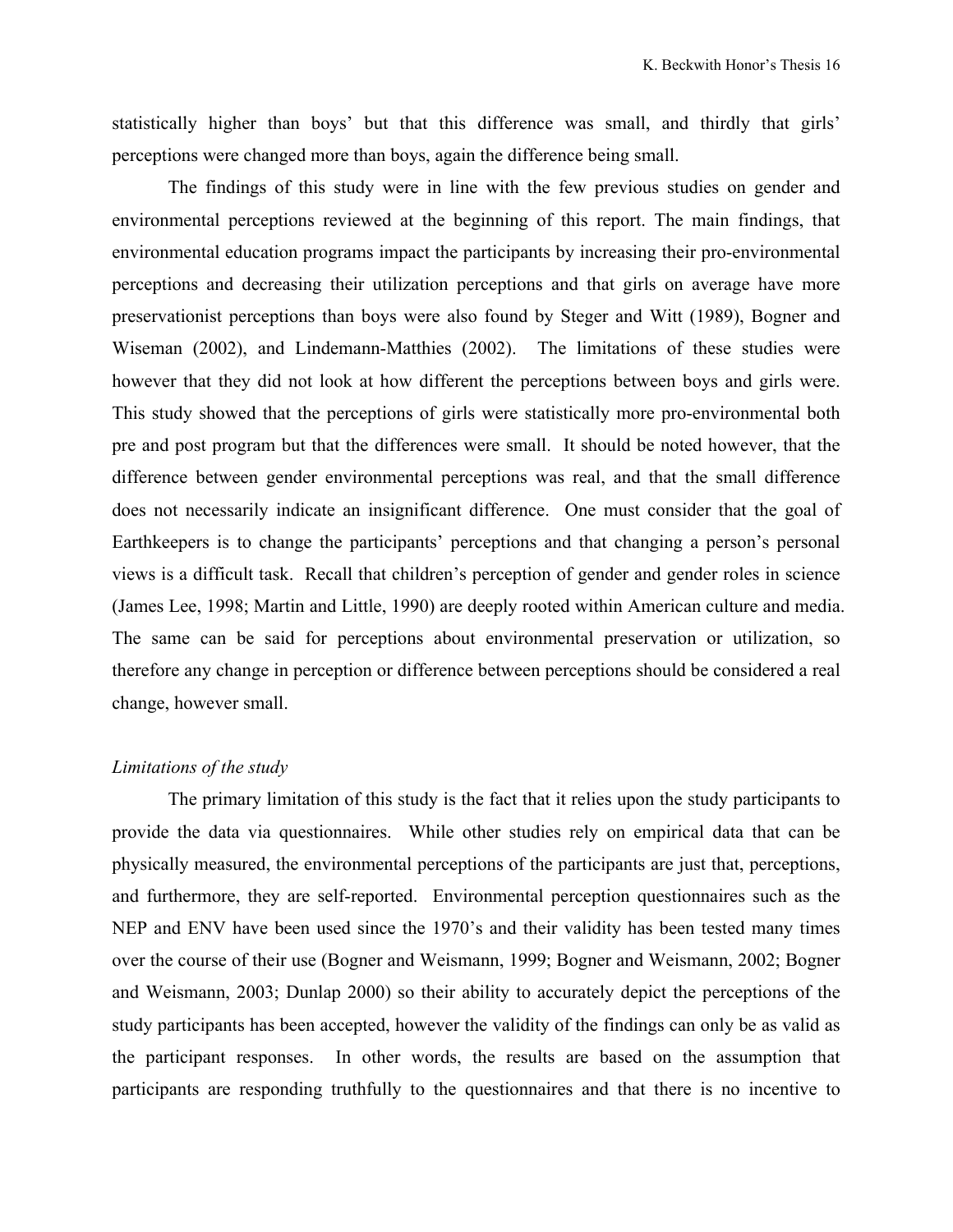statistically higher than boys' but that this difference was small, and thirdly that girls' perceptions were changed more than boys, again the difference being small.

The findings of this study were in line with the few previous studies on gender and environmental perceptions reviewed at the beginning of this report. The main findings, that environmental education programs impact the participants by increasing their pro-environmental perceptions and decreasing their utilization perceptions and that girls on average have more preservationist perceptions than boys were also found by Steger and Witt (1989), Bogner and Wiseman (2002), and Lindemann-Matthies (2002). The limitations of these studies were however that they did not look at how different the perceptions between boys and girls were. This study showed that the perceptions of girls were statistically more pro-environmental both pre and post program but that the differences were small. It should be noted however, that the difference between gender environmental perceptions was real, and that the small difference does not necessarily indicate an insignificant difference. One must consider that the goal of Earthkeepers is to change the participants' perceptions and that changing a person's personal views is a difficult task. Recall that children's perception of gender and gender roles in science (James Lee, 1998; Martin and Little, 1990) are deeply rooted within American culture and media. The same can be said for perceptions about environmental preservation or utilization, so therefore any change in perception or difference between perceptions should be considered a real change, however small.

*Limitations of the study*

The primary limitation of this study is the fact that it relies upon the study participants to provide the data via questionnaires. While other studies rely on empirical data that can be physically measured, the environmental perceptions of the participants are just that, perceptions, and furthermore, they are self-reported. Environmental perception questionnaires such as the NEP and ENV have been used since the 1970's and their validity has been tested many times over the course of their use (Bogner and Weismann, 1999; Bogner and Weismann, 2002; Bogner and Weismann, 2003; Dunlap 2000) so their ability to accurately depict the perceptions of the study participants has been accepted, however the validity of the findings can only be as valid as the participant responses. In other words, the results are based on the assumption that participants are responding truthfully to the questionnaires and that there is no incentive to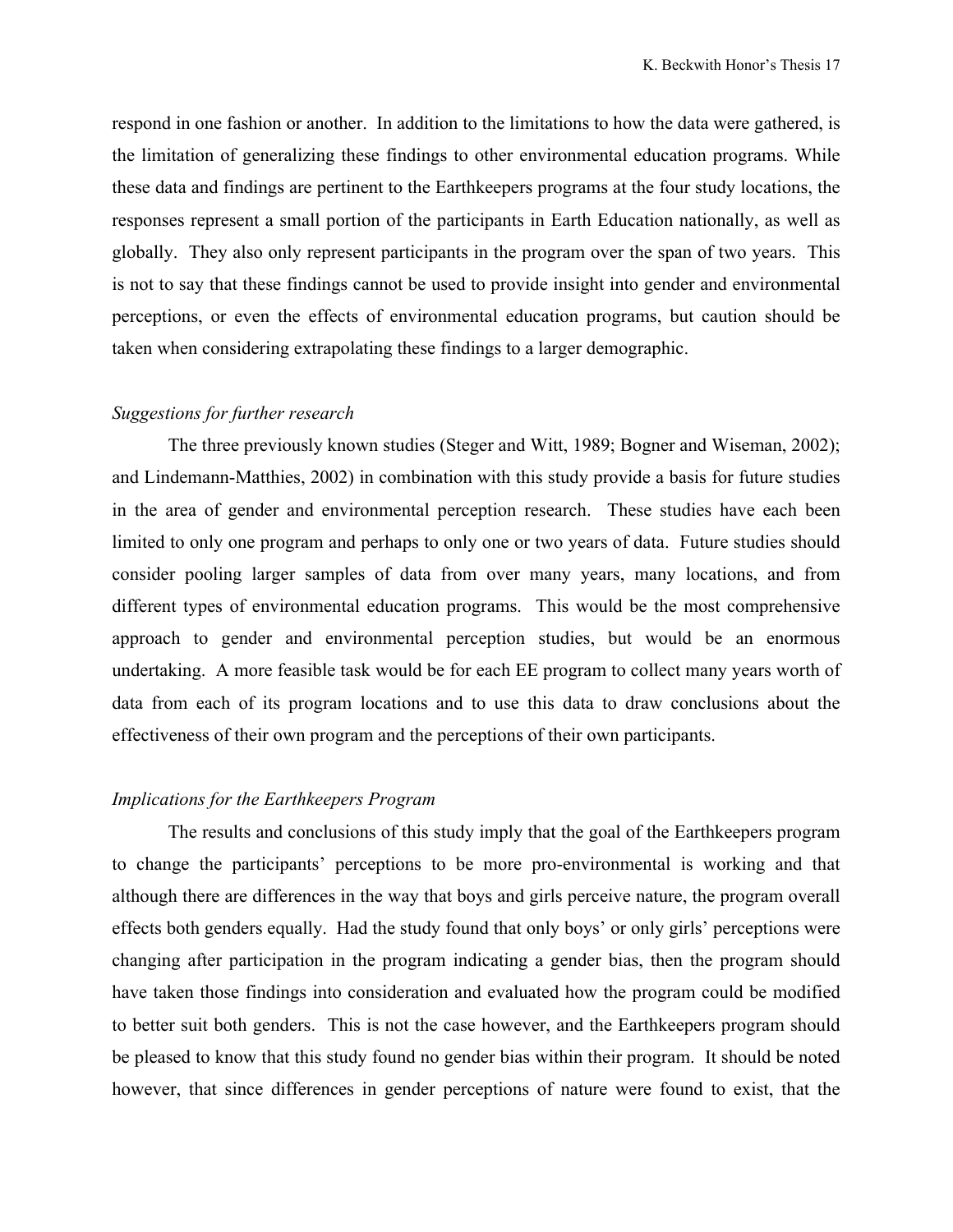respond in one fashion or another. In addition to the limitations to how the data were gathered, is the limitation of generalizing these findings to other environmental education programs. While these data and findings are pertinent to the Earthkeepers programs at the four study locations, the responses represent a small portion of the participants in Earth Education nationally, as well as globally. They also only represent participants in the program over the span of two years. This is not to say that these findings cannot be used to provide insight into gender and environmental perceptions, or even the effects of environmental education programs, but caution should be taken when considering extrapolating these findings to a larger demographic.

*Suggestions for further research*

The three previously known studies (Steger and Witt, 1989; Bogner and Wiseman, 2002); and Lindemann-Matthies, 2002) in combination with this study provide a basis for future studies in the area of gender and environmental perception research. These studies have each been limited to only one program and perhaps to only one or two years of data. Future studies should consider pooling larger samples of data from over many years, many locations, and from different types of environmental education programs. This would be the most comprehensive approach to gender and environmental perception studies, but would be an enormous undertaking. A more feasible task would be for each EE program to collect many years worth of data from each of its program locations and to use this data to draw conclusions about the effectiveness of their own program and the perceptions of their own participants.

*Implications for the Earthkeepers Program*

The results and conclusions of this study imply that the goal of the Earthkeepers program to change the participants' perceptions to be more pro-environmental is working and that although there are differences in the way that boys and girls perceive nature, the program overall effects both genders equally. Had the study found that only boys' or only girls' perceptions were changing after participation in the program indicating a gender bias, then the program should have taken those findings into consideration and evaluated how the program could be modified to better suit both genders. This is not the case however, and the Earthkeepers program should be pleased to know that this study found no gender bias within their program. It should be noted however, that since differences in gender perceptions of nature were found to exist, that the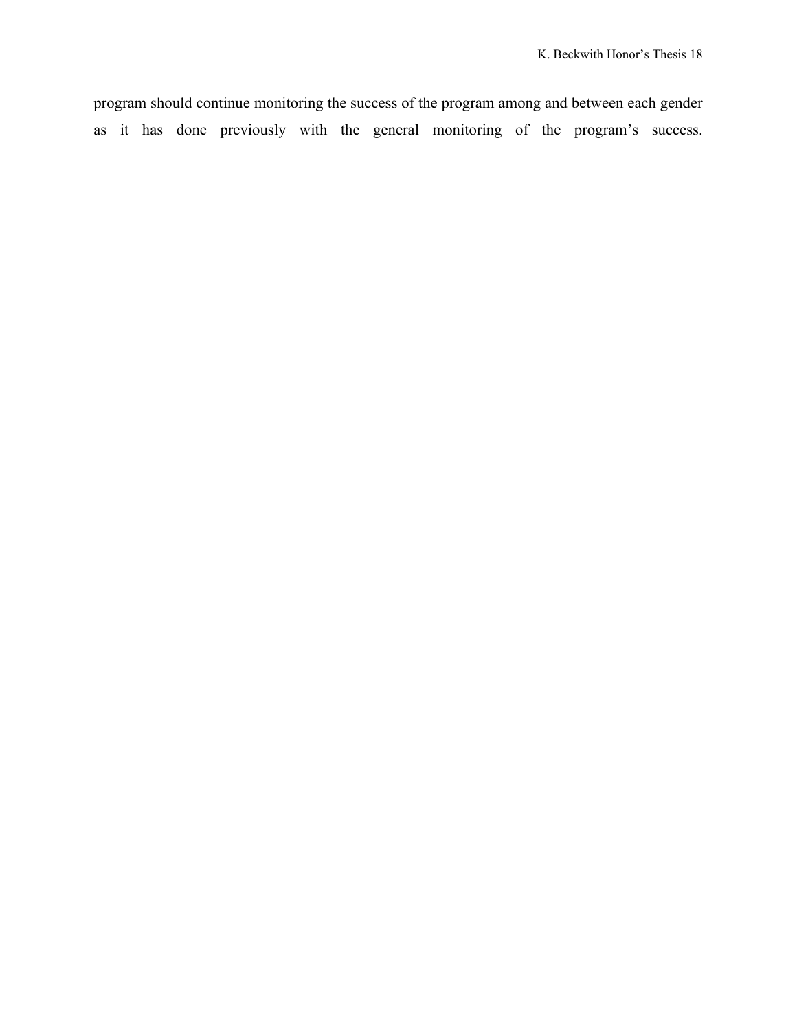program should continue monitoring the success of the program among and between each gender as it has done previously with the general monitoring of the program's success.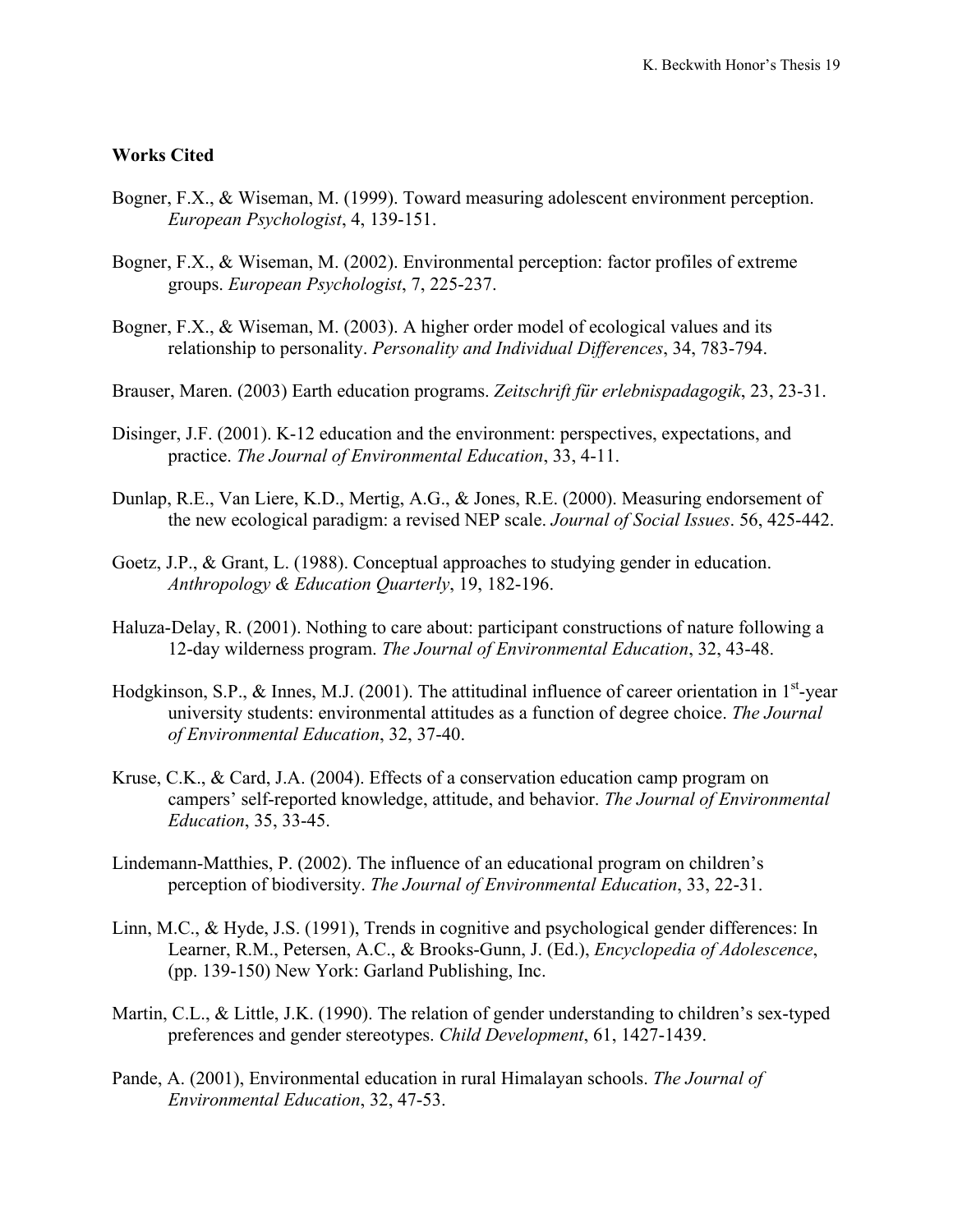**Works Cited**

Bogner, F.X., & Wiseman, M. (1999). Toward measuring adolescent environment perception. *European Psychologist*, 4, 139-151.

Bogner, F.X., & Wiseman, M. (2002). Environmental perception: factor profiles of extreme groups. *European Psychologist*, 7, 225-237.

Bogner, F.X., & Wiseman, M. (2003). A higher order model of ecological values and its relationship to personality. *Personality and Individual Differences*, 34, 783-794.

Brauser, Maren. (2003) Earth education programs. *Zeitschrift für erlebnispadagogik*, 23, 23-31.

Disinger, J.F. (2001). K-12 education and the environment: perspectives, expectations, and practice. *The Journal of Environmental Education*, 33, 4-11.

Dunlap, R.E., Van Liere, K.D., Mertig, A.G., & Jones, R.E. (2000). Measuring endorsement of the new ecological paradigm: a revised NEP scale. *Journal of Social Issues*. 56, 425-442.

Goetz, J.P., & Grant, L. (1988). Conceptual approaches to studying gender in education. *Anthropology & Education Quarterly*, 19, 182-196.

Haluza-Delay, R. (2001). Nothing to care about: participant constructions of nature following a 12-day wilderness program. *The Journal of Environmental Education*, 32, 43-48.

Hodgkinson, S.P., & Innes, M.J. (2001). The attitudinal influence of career orientation in 1st-year university students: environmental attitudes as a function of degree choice. *The Journal of Environmental Education*, 32, 37-40.

Kruse, C.K., & Card, J.A. (2004). Effects of a conservation education camp program on campers' self-reported knowledge, attitude, and behavior. *The Journal of Environmental Education*, 35, 33-45.

Lindemann-Matthies, P. (2002). The influence of an educational program on children's perception of biodiversity. *The Journal of Environmental Education*, 33, 22-31.

Linn, M.C., & Hyde, J.S. (1991), Trends in cognitive and psychological gender differences: In Learner, R.M., Petersen, A.C., & Brooks-Gunn, J. (Ed.), *Encyclopedia of Adolescence*, (pp. 139-150) New York: Garland Publishing, Inc.

Martin, C.L., & Little, J.K. (1990). The relation of gender understanding to children's sex-typed preferences and gender stereotypes. *Child Development*, 61, 1427-1439.

Pande, A. (2001), Environmental education in rural Himalayan schools. *The Journal of Environmental Education*, 32, 47-53.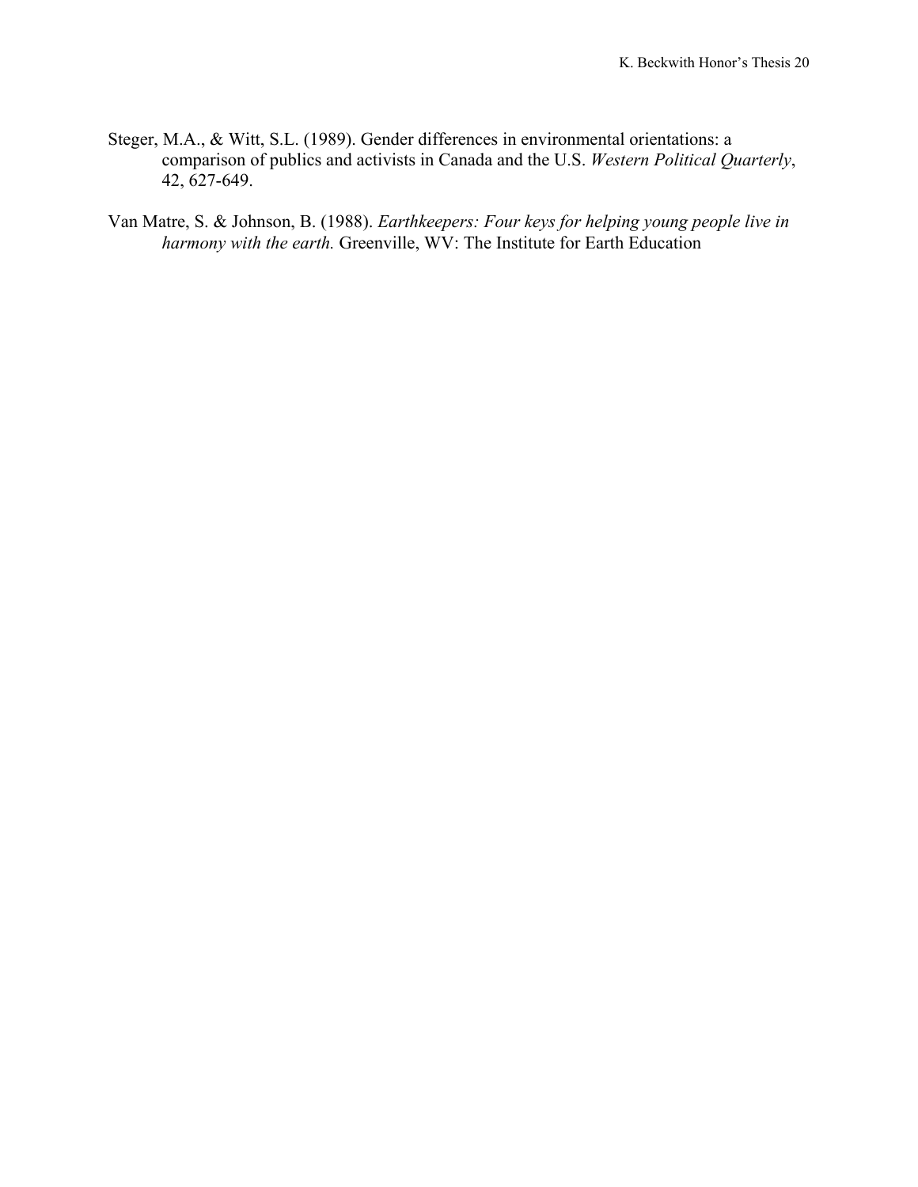Steger, M.A., & Witt, S.L. (1989). Gender differences in environmental orientations: a comparison of publics and activists in Canada and the U.S. *Western Political Quarterly*, 42, 627-649.

Van Matre, S. & Johnson, B. (1988). *Earthkeepers: Four keys for helping young people live in harmony with the earth.* Greenville, WV: The Institute for Earth Education